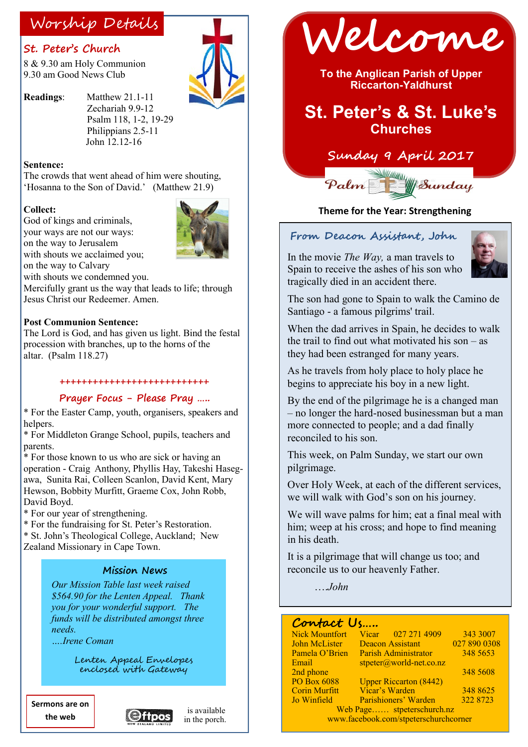# Welcome

**To the Anglican Parish of Upper Riccarton-Yaldhurst**

## St. Peter's & St. Luke's Churches

**Sunday 9 April 2017**

**Palm Sunday**

**Theme for the Year: Strengthening**

## Worship Details

### St. Peter's Church

8 & 9.30 am Holy Communion
9.30 am Good News Club

**Readings**: Matthew 21.1-11
Zechariah 9.9-12
Psalm 118, 1-2, 19-29
Philippians 2.5-11
John 12.12-16

**Sentence:**
The crowds that went ahead of him were shouting, 'Hosanna to the Son of David.' (Matthew 21.9)

**Collect:**
God of kings and criminals,
your ways are not our ways:
on the way to Jerusalem
with shouts we acclaimed you;
on the way to Calvary
with shouts we condemned you.
Mercifully grant us the way that leads to life; through Jesus Christ our Redeemer. Amen.

**Post Communion Sentence:**
The Lord is God, and has given us light. Bind the festal procession with branches, up to the horns of the altar. (Psalm 118.27)

+++++++++++++++++++++++++++++

### Prayer Focus - Please Pray …..

* For the Easter Camp, youth, organisers, speakers and helpers.
* For Middleton Grange School, pupils, teachers and parents.
* For those known to us who are sick or having an operation - Craig Anthony, Phyllis Hay, Takeshi Hasegawa, Sunita Rai, Colleen Scanlon, David Kent, Mary Hewson, Bobbity Murfitt, Graeme Cox, John Robb, David Boyd.
* For our year of strengthening.
* For the fundraising for St. Peter's Restoration.
* St. John's Theological College, Auckland; New Zealand Missionary in Cape Town.

### Mission News

*Our Mission Table last week raised $564.90 for the Lenten Appeal. Thank you for your wonderful support. The funds will be distributed amongst three needs.*
*….Irene Coman*

Lenten Appeal Envelopes enclosed with Gateway

**Sermons are on the web**

Eftpos is available in the porch.

## From Deacon Assistant, John

In the movie *The Way,* a man travels to Spain to receive the ashes of his son who tragically died in an accident there.

The son had gone to Spain to walk the Camino de Santiago - a famous pilgrims' trail.

When the dad arrives in Spain, he decides to walk the trail to find out what motivated his son – as they had been estranged for many years.

As he travels from holy place to holy place he begins to appreciate his boy in a new light.

By the end of the pilgrimage he is a changed man – no longer the hard-nosed businessman but a man more connected to people; and a dad finally reconciled to his son.

This week, on Palm Sunday, we start our own pilgrimage.

Over Holy Week, at each of the different services, we will walk with God's son on his journey.

We will wave palms for him; eat a final meal with him; weep at his cross; and hope to find meaning in his death.

It is a pilgrimage that will change us too; and reconcile us to our heavenly Father.

*….John*

## Contact Us…..

| | | |
|---|---|---|
| Nick Mountfort | Vicar 027 271 4909 | 343 3007 |
| John McLister | Deacon Assistant | 027 890 0308 |
| Pamela O'Brien | Parish Administrator | 348 5653 |
| Email | stpeter@world-net.co.nz | |
| 2nd phone | | 348 5608 |
| PO Box 6088 | Upper Riccarton (8442) | |
| Corin Murfitt | Vicar's Warden | 348 8625 |
| Jo Winfield | Parishioners' Warden | 322 8723 |

Web Page…… stpeterschurch.nz
www.facebook.com/stpeterschurchcorner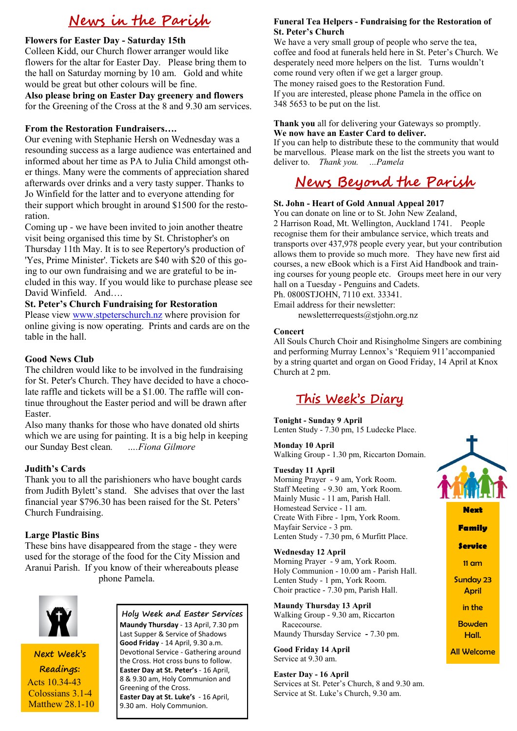# News in the Parish

**Flowers for Easter Day - Saturday 15th**

Colleen Kidd, our Church flower arranger would like flowers for the altar for Easter Day. Please bring them to the hall on Saturday morning by 10 am. Gold and white would be great but other colours will be fine.

**Also please bring on Easter Day greenery and flowers** for the Greening of the Cross at the 8 and 9.30 am services.

**From the Restoration Fundraisers….**

Our evening with Stephanie Hersh on Wednesday was a resounding success as a large audience was entertained and informed about her time as PA to Julia Child amongst other things. Many were the comments of appreciation shared afterwards over drinks and a very tasty supper. Thanks to Jo Winfield for the latter and to everyone attending for their support which brought in around $1500 for the restoration.

Coming up - we have been invited to join another theatre visit being organised this time by St. Christopher's on Thursday 11th May. It is to see Repertory's production of 'Yes, Prime Minister'. Tickets are $40 with $20 of this going to our own fundraising and we are grateful to be included in this way. If you would like to purchase please see David Winfield. And….

**St. Peter's Church Fundraising for Restoration**

Please view www.stpeterschurch.nz where provision for online giving is now operating. Prints and cards are on the table in the hall.

**Good News Club**

The children would like to be involved in the fundraising for St. Peter's Church. They have decided to have a chocolate raffle and tickets will be a $1.00. The raffle will continue throughout the Easter period and will be drawn after Easter.

Also many thanks for those who have donated old shirts which we are using for painting. It is a big help in keeping our Sunday Best clean. *….Fiona Gilmore*

**Judith's Cards**

Thank you to all the parishioners who have bought cards from Judith Bylett's stand. She advises that over the last financial year $796.30 has been raised for the St. Peters' Church Fundraising.

**Large Plastic Bins**

These bins have disappeared from the stage - they were used for the storage of the food for the City Mission and Aranui Parish. If you know of their whereabouts please phone Pamela.

*Next Week's Readings:*

Acts 10.34-43
Colossians 3.1-4
Matthew 28.1-10

*Holy Week and Easter Services*

**Maundy Thursday** - 13 April, 7.30 pm
Last Supper & Service of Shadows

**Good Friday** - 14 April, 9.30 a.m.
Devotional Service - Gathering around the Cross. Hot cross buns to follow.

**Easter Day at St. Peter's** - 16 April, 8 & 9.30 am, Holy Communion and Greening of the Cross.

**Easter Day at St. Luke's** - 16 April, 9.30 am. Holy Communion.

**Funeral Tea Helpers - Fundraising for the Restoration of St. Peter's Church**

We have a very small group of people who serve the tea, coffee and food at funerals held here in St. Peter's Church. We desperately need more helpers on the list. Turns wouldn't come round very often if we get a larger group.

The money raised goes to the Restoration Fund.

If you are interested, please phone Pamela in the office on 348 5653 to be put on the list.

**Thank you** all for delivering your Gateways so promptly.

**We now have an Easter Card to deliver.**

If you can help to distribute these to the community that would be marvellous. Please mark on the list the streets you want to deliver to. *Thank you. ...Pamela*

# News Beyond the Parish

**St. John - Heart of Gold Annual Appeal 2017**

You can donate on line or to St. John New Zealand, 2 Harrison Road, Mt. Wellington, Auckland 1741. People recognise them for their ambulance service, which treats and transports over 437,978 people every year, but your contribution allows them to provide so much more. They have new first aid courses, a new eBook which is a First Aid Handbook and training courses for young people etc. Groups meet here in our very hall on a Tuesday - Penguins and Cadets.

Ph. 0800STJOHN, 7110 ext. 33341.

Email address for their newsletter:

newsletterrequests@stjohn.org.nz

**Concert**

All Souls Church Choir and Risingholme Singers are combining and performing Murray Lennox's 'Requiem 911'accompanied by a string quartet and organ on Good Friday, 14 April at Knox Church at 2 pm.

# This Week's Diary

**Tonight - Sunday 9 April**
Lenten Study - 7.30 pm, 15 Ludecke Place.

**Monday 10 April**
Walking Group - 1.30 pm, Riccarton Domain.

**Tuesday 11 April**
Morning Prayer - 9 am, York Room.
Staff Meeting - 9.30 am, York Room.
Mainly Music - 11 am, Parish Hall.
Homestead Service - 11 am.
Create With Fibre - 1pm, York Room.
Mayfair Service - 3 pm.
Lenten Study - 7.30 pm, 6 Murfitt Place.

**Wednesday 12 April**
Morning Prayer - 9 am, York Room.
Holy Communion - 10.00 am - Parish Hall.
Lenten Study - 1 pm, York Room.
Choir practice - 7.30 pm, Parish Hall.

**Maundy Thursday 13 April**
Walking Group - 9.30 am, Riccarton Racecourse.
Maundy Thursday Service - 7.30 pm.

**Good Friday 14 April**
Service at 9.30 am.

**Easter Day - 16 April**
Services at St. Peter's Church, 8 and 9.30 am.
Service at St. Luke's Church, 9.30 am.

**Next Family Service**

11 am

Sunday 23 April

in the Bowden Hall.

All Welcome